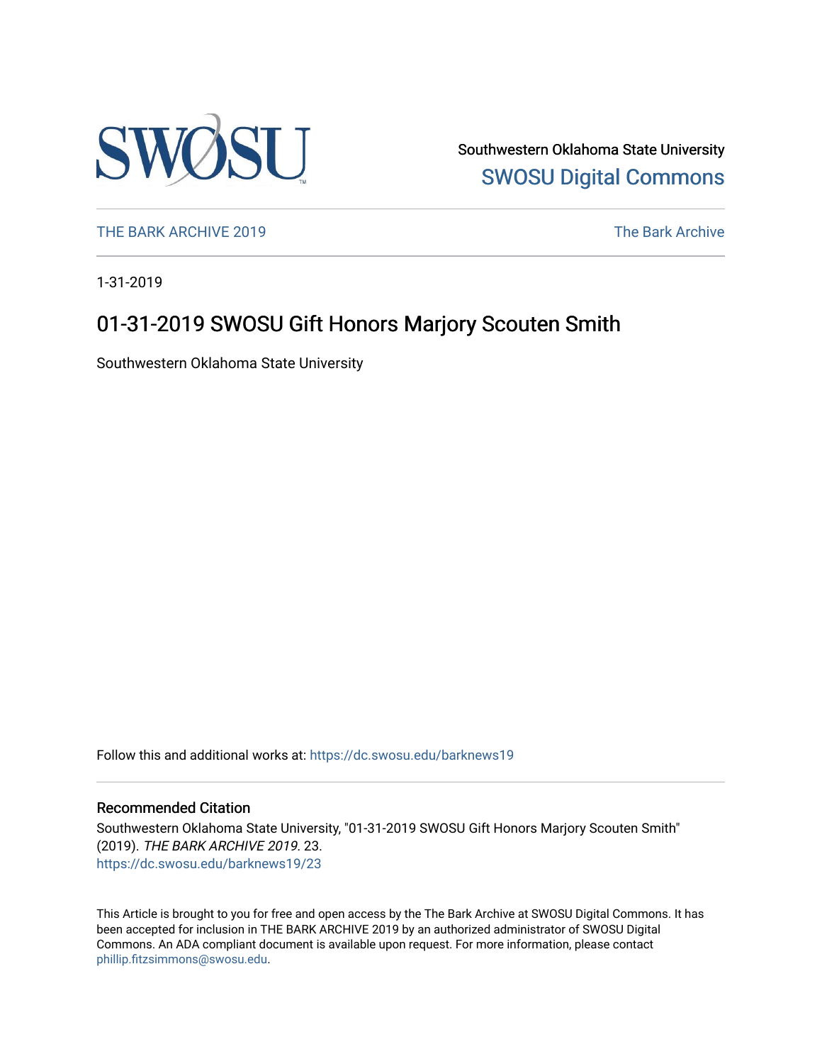Southwestern Oklahoma State University
SWOSU Digital Commons

THE BARK ARCHIVE 2019 The Bark Archive

1-31-2019

# 01-31-2019 SWOSU Gift Honors Marjory Scouten Smith

Southwestern Oklahoma State University

Follow this and additional works at: https://dc.swosu.edu/barknews19

## Recommended Citation

Southwestern Oklahoma State University, "01-31-2019 SWOSU Gift Honors Marjory Scouten Smith" (2019). *THE BARK ARCHIVE 2019*. 23.
https://dc.swosu.edu/barknews19/23

This Article is brought to you for free and open access by the The Bark Archive at SWOSU Digital Commons. It has been accepted for inclusion in THE BARK ARCHIVE 2019 by an authorized administrator of SWOSU Digital Commons. An ADA compliant document is available upon request. For more information, please contact phillip.fitzsimmons@swosu.edu.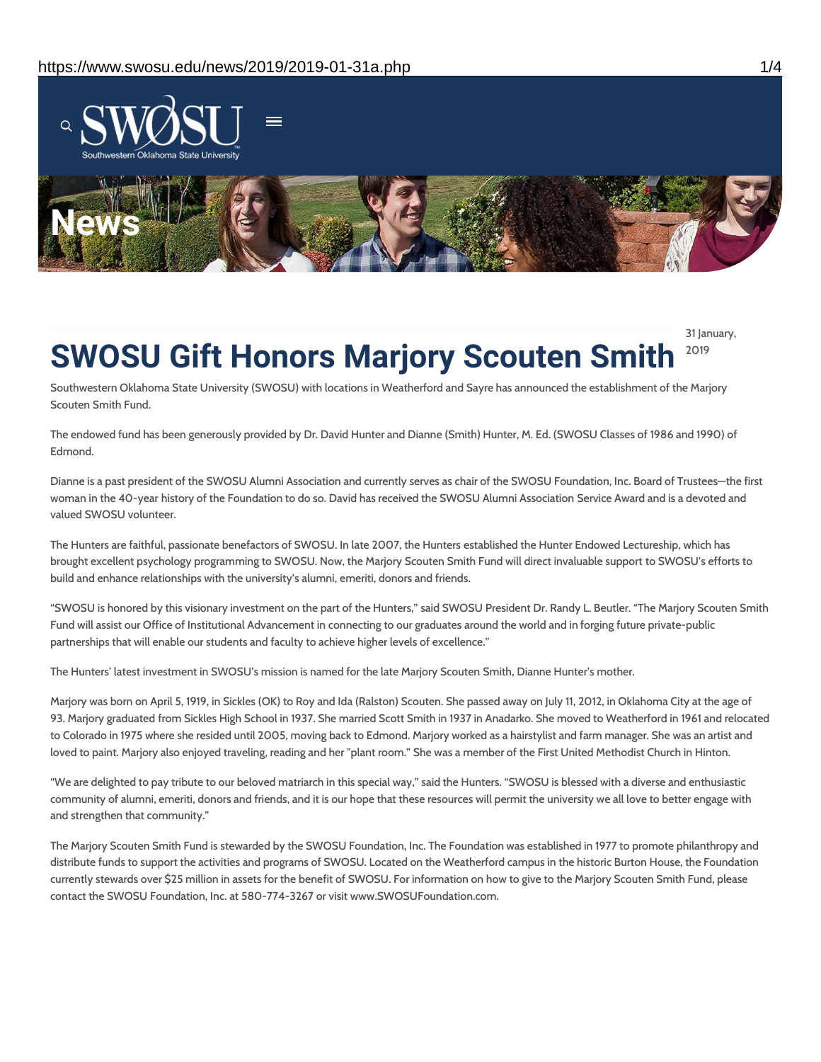# SWOSU Gift Honors Marjory Scouten Smith

31 January, 2019

Southwestern Oklahoma State University (SWOSU) with locations in Weatherford and Sayre has announced the establishment of the Marjory Scouten Smith Fund.

The endowed fund has been generously provided by Dr. David Hunter and Dianne (Smith) Hunter, M. Ed. (SWOSU Classes of 1986 and 1990) of Edmond.

Dianne is a past president of the SWOSU Alumni Association and currently serves as chair of the SWOSU Foundation, Inc. Board of Trustees—the first woman in the 40-year history of the Foundation to do so. David has received the SWOSU Alumni Association Service Award and is a devoted and valued SWOSU volunteer.

The Hunters are faithful, passionate benefactors of SWOSU. In late 2007, the Hunters established the Hunter Endowed Lectureship, which has brought excellent psychology programming to SWOSU. Now, the Marjory Scouten Smith Fund will direct invaluable support to SWOSU's efforts to build and enhance relationships with the university's alumni, emeriti, donors and friends.

"SWOSU is honored by this visionary investment on the part of the Hunters," said SWOSU President Dr. Randy L. Beutler. "The Marjory Scouten Smith Fund will assist our Office of Institutional Advancement in connecting to our graduates around the world and in forging future private-public partnerships that will enable our students and faculty to achieve higher levels of excellence."

The Hunters' latest investment in SWOSU's mission is named for the late Marjory Scouten Smith, Dianne Hunter's mother.

Marjory was born on April 5, 1919, in Sickles (OK) to Roy and Ida (Ralston) Scouten. She passed away on July 11, 2012, in Oklahoma City at the age of 93. Marjory graduated from Sickles High School in 1937. She married Scott Smith in 1937 in Anadarko. She moved to Weatherford in 1961 and relocated to Colorado in 1975 where she resided until 2005, moving back to Edmond. Marjory worked as a hairstylist and farm manager. She was an artist and loved to paint. Marjory also enjoyed traveling, reading and her "plant room." She was a member of the First United Methodist Church in Hinton.

"We are delighted to pay tribute to our beloved matriarch in this special way," said the Hunters. "SWOSU is blessed with a diverse and enthusiastic community of alumni, emeriti, donors and friends, and it is our hope that these resources will permit the university we all love to better engage with and strengthen that community."

The Marjory Scouten Smith Fund is stewarded by the SWOSU Foundation, Inc. The Foundation was established in 1977 to promote philanthropy and distribute funds to support the activities and programs of SWOSU. Located on the Weatherford campus in the historic Burton House, the Foundation currently stewards over $25 million in assets for the benefit of SWOSU. For information on how to give to the Marjory Scouten Smith Fund, please contact the SWOSU Foundation, Inc. at 580-774-3267 or visit www.SWOSUFoundation.com.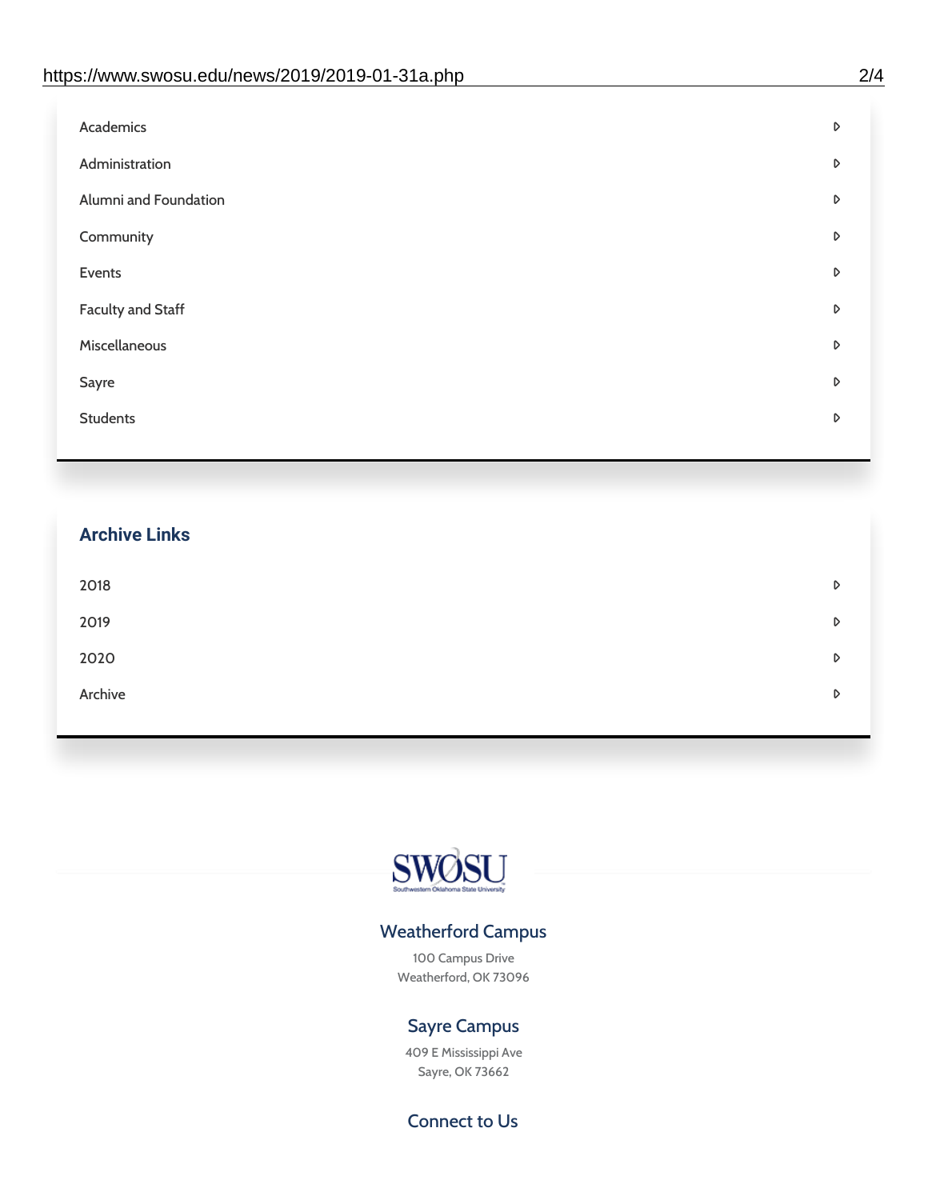- Academics
- Administration
- Alumni and Foundation
- Community
- Events
- Faculty and Staff
- Miscellaneous
- Sayre
- Students

## Archive Links

- 2018
- 2019
- 2020
- Archive

SWOSU
Southwestern Oklahoma State University

### Weatherford Campus

100 Campus Drive
Weatherford, OK 73096

### Sayre Campus

409 E Mississippi Ave
Sayre, OK 73662

### Connect to Us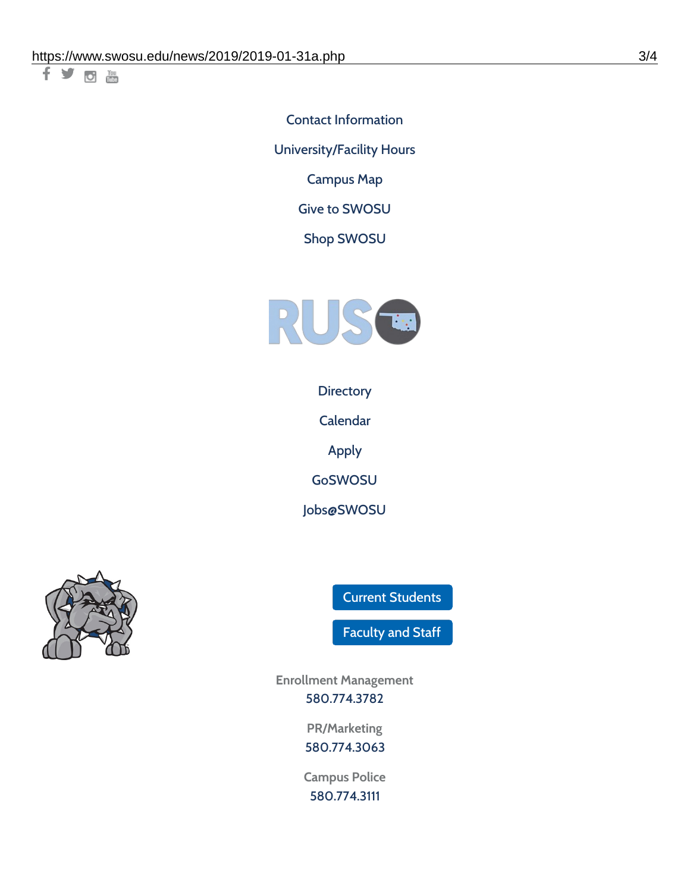Contact Information

University/Facility Hours

Campus Map

Give to SWOSU

Shop SWOSU

Directory

Calendar

Apply

GoSWOSU

Jobs@SWOSU

Current Students

Faculty and Staff

Enrollment Management
580.774.3782

PR/Marketing
580.774.3063

Campus Police
580.774.3111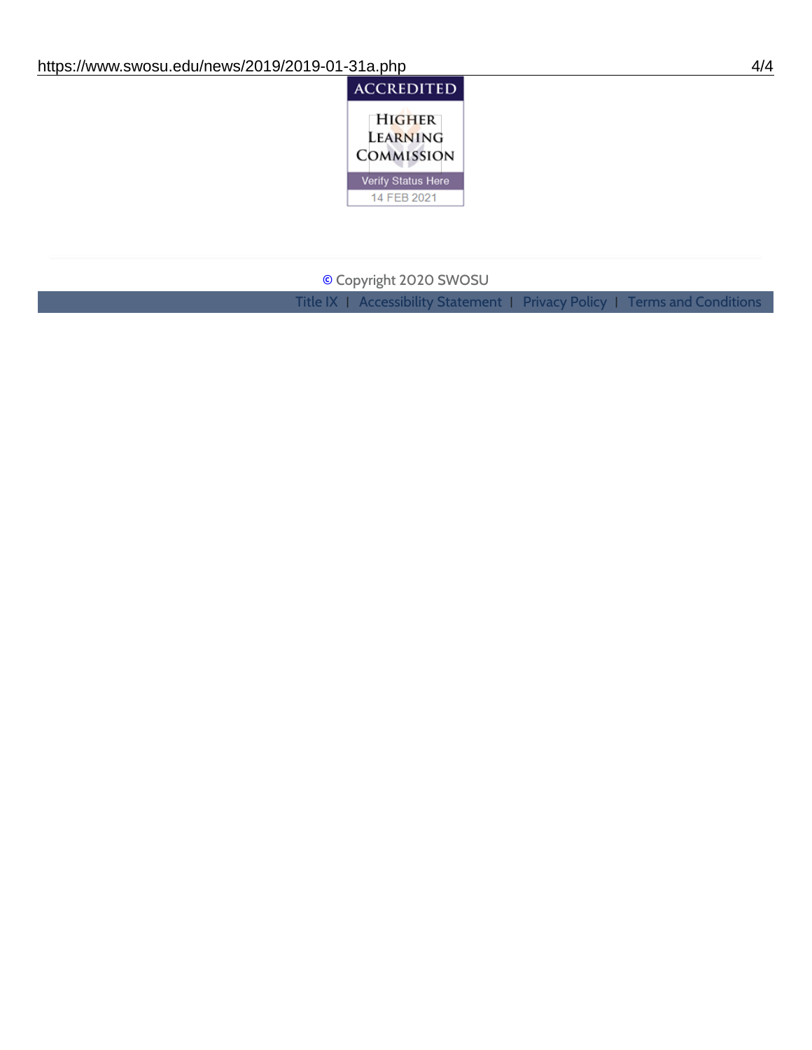ACCREDITED

HIGHER LEARNING COMMISSION

Verify Status Here

14 FEB 2021

© Copyright 2020 SWOSU

Title IX | Accessibility Statement | Privacy Policy | Terms and Conditions